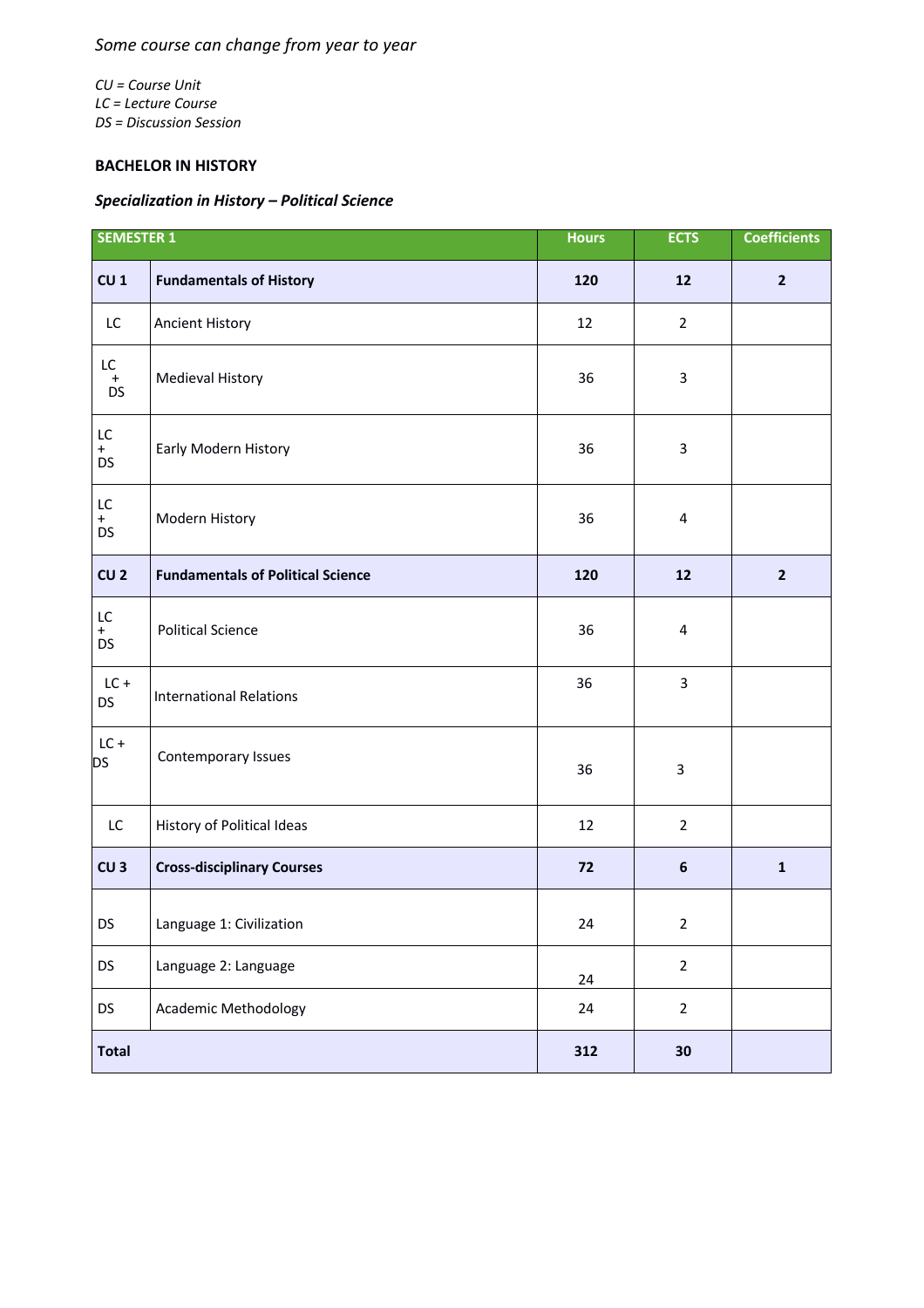*Some course can change from year to year*

*CU = Course Unit*
*LC = Lecture Course*
*DS = Discussion Session*

**BACHELOR IN HISTORY**

***Specialization in History – Political Science***

| SEMESTER 1 | | Hours | ECTS | Coefficients |
|---|---|---|---|---|
| **CU 1** | **Fundamentals of History** | **120** | **12** | **2** |
| LC | Ancient History | 12 | 2 | |
| LC + DS | Medieval History | 36 | 3 | |
| LC + DS | Early Modern History | 36 | 3 | |
| LC + DS | Modern History | 36 | 4 | |
| **CU 2** | **Fundamentals of Political Science** | **120** | **12** | **2** |
| LC + DS | Political Science | 36 | 4 | |
| LC + DS | International Relations | 36 | 3 | |
| LC + DS | Contemporary Issues | 36 | 3 | |
| LC | History of Political Ideas | 12 | 2 | |
| **CU 3** | **Cross-disciplinary Courses** | **72** | **6** | **1** |
| DS | Language 1: Civilization | 24 | 2 | |
| DS | Language 2: Language | 24 | 2 | |
| DS | Academic Methodology | 24 | 2 | |
| **Total** | | **312** | **30** | |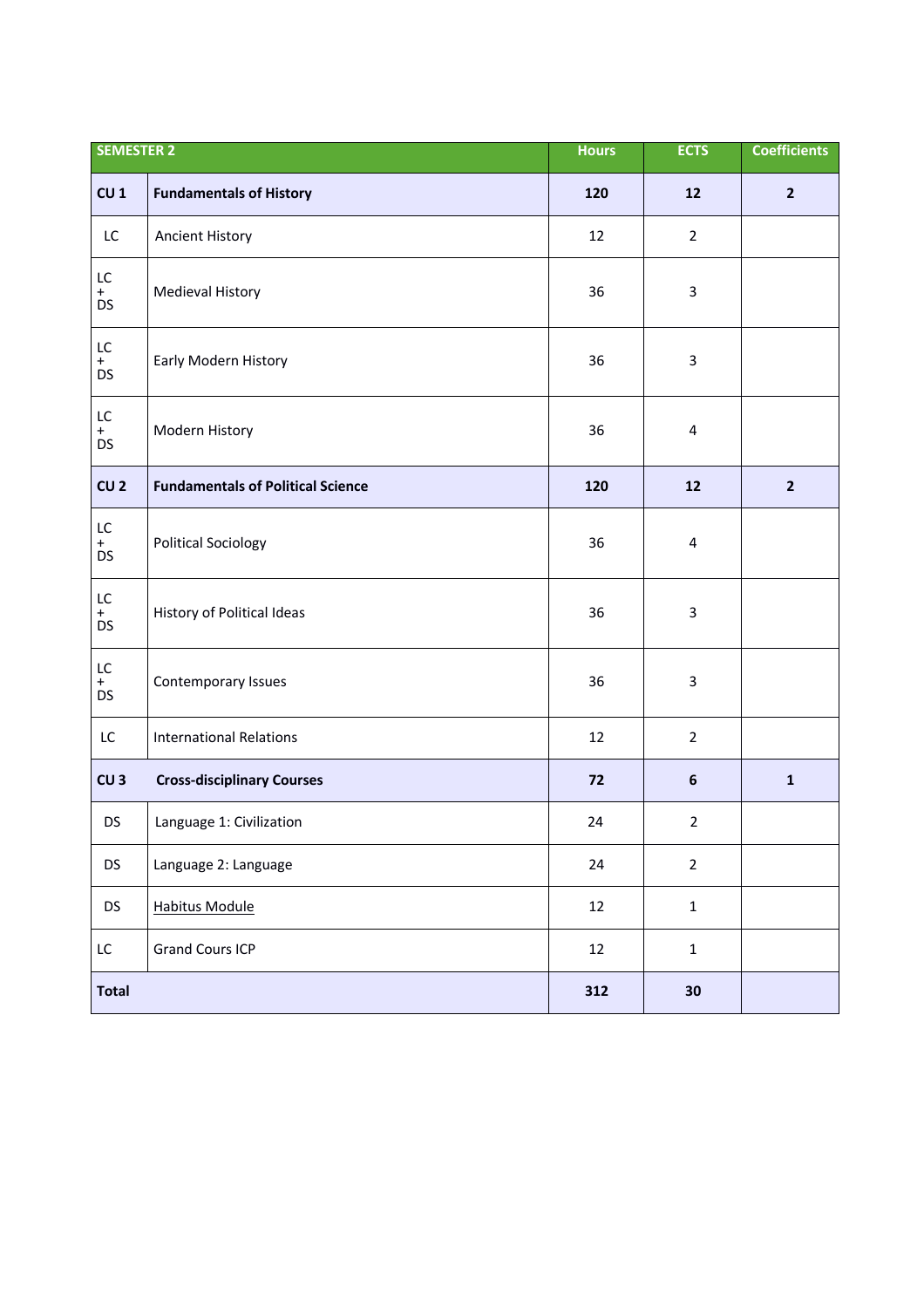| SEMESTER 2 | | Hours | ECTS | Coefficients |
|---|---|---|---|---|
| **CU 1** | **Fundamentals of History** | **120** | **12** | **2** |
| LC | Ancient History | 12 | 2 | |
| LC + DS | Medieval History | 36 | 3 | |
| LC + DS | Early Modern History | 36 | 3 | |
| LC + DS | Modern History | 36 | 4 | |
| **CU 2** | **Fundamentals of Political Science** | **120** | **12** | **2** |
| LC + DS | Political Sociology | 36 | 4 | |
| LC + DS | History of Political Ideas | 36 | 3 | |
| LC + DS | Contemporary Issues | 36 | 3 | |
| LC | International Relations | 12 | 2 | |
| **CU 3** | **Cross-disciplinary Courses** | **72** | **6** | **1** |
| DS | Language 1: Civilization | 24 | 2 | |
| DS | Language 2: Language | 24 | 2 | |
| DS | Habitus Module | 12 | 1 | |
| LC | Grand Cours ICP | 12 | 1 | |
| **Total** | | **312** | **30** | |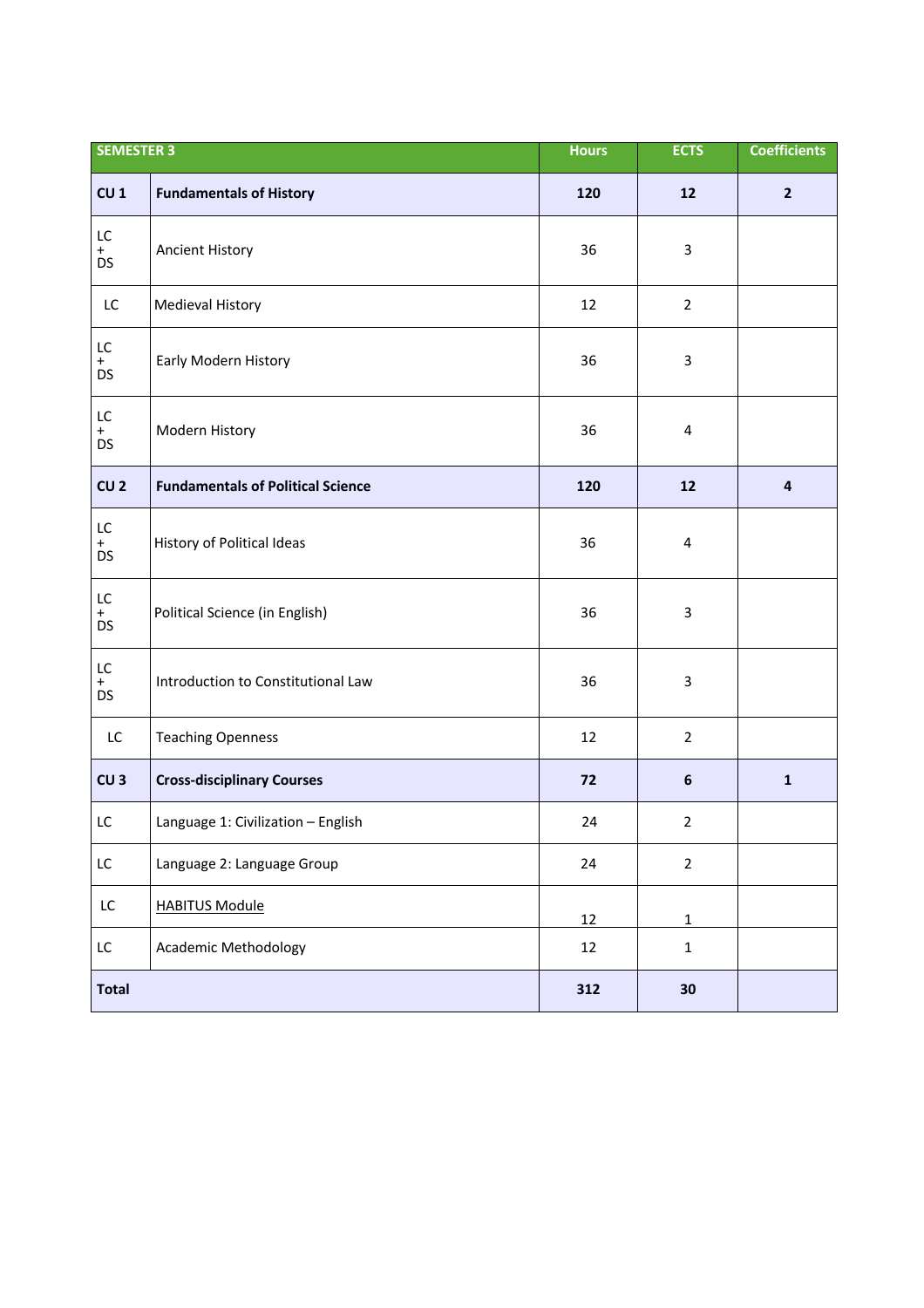| SEMESTER 3 | | Hours | ECTS | Coefficients |
|---|---|---|---|---|
| **CU 1** | **Fundamentals of History** | **120** | **12** | **2** |
| LC + DS | Ancient History | 36 | 3 | |
| LC | Medieval History | 12 | 2 | |
| LC + DS | Early Modern History | 36 | 3 | |
| LC + DS | Modern History | 36 | 4 | |
| **CU 2** | **Fundamentals of Political Science** | **120** | **12** | **4** |
| LC + DS | History of Political Ideas | 36 | 4 | |
| LC + DS | Political Science (in English) | 36 | 3 | |
| LC + DS | Introduction to Constitutional Law | 36 | 3 | |
| LC | Teaching Openness | 12 | 2 | |
| **CU 3** | **Cross-disciplinary Courses** | **72** | **6** | **1** |
| LC | Language 1: Civilization – English | 24 | 2 | |
| LC | Language 2: Language Group | 24 | 2 | |
| LC | HABITUS Module | 12 | 1 | |
| LC | Academic Methodology | 12 | 1 | |
| **Total** | | **312** | **30** | |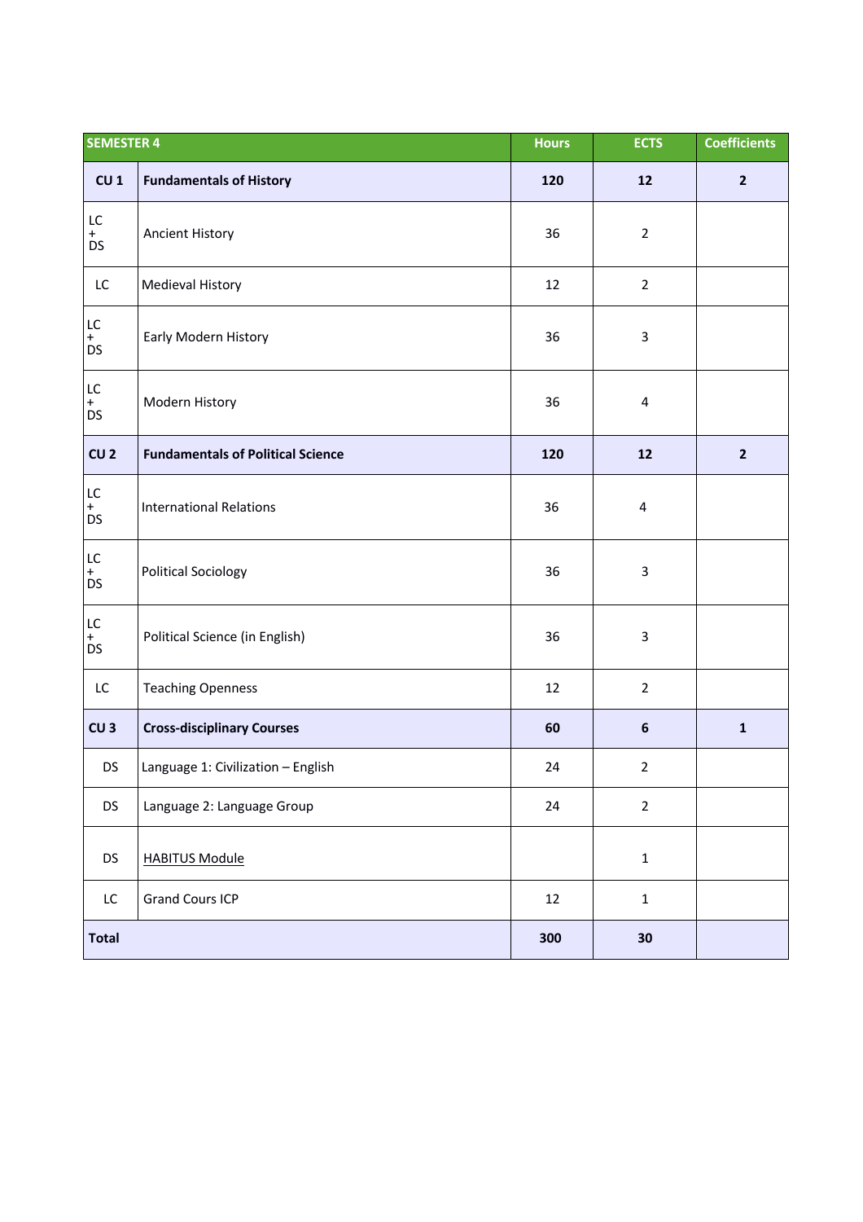| SEMESTER 4 | | Hours | ECTS | Coefficients |
|---|---|---|---|---|
| **CU 1** | **Fundamentals of History** | **120** | **12** | **2** |
| LC + DS | Ancient History | 36 | 2 | |
| LC | Medieval History | 12 | 2 | |
| LC + DS | Early Modern History | 36 | 3 | |
| LC + DS | Modern History | 36 | 4 | |
| **CU 2** | **Fundamentals of Political Science** | **120** | **12** | **2** |
| LC + DS | International Relations | 36 | 4 | |
| LC + DS | Political Sociology | 36 | 3 | |
| LC + DS | Political Science (in English) | 36 | 3 | |
| LC | Teaching Openness | 12 | 2 | |
| **CU 3** | **Cross-disciplinary Courses** | **60** | **6** | **1** |
| DS | Language 1: Civilization – English | 24 | 2 | |
| DS | Language 2: Language Group | 24 | 2 | |
| DS | HABITUS Module | | 1 | |
| LC | Grand Cours ICP | 12 | 1 | |
| **Total** | | **300** | **30** | |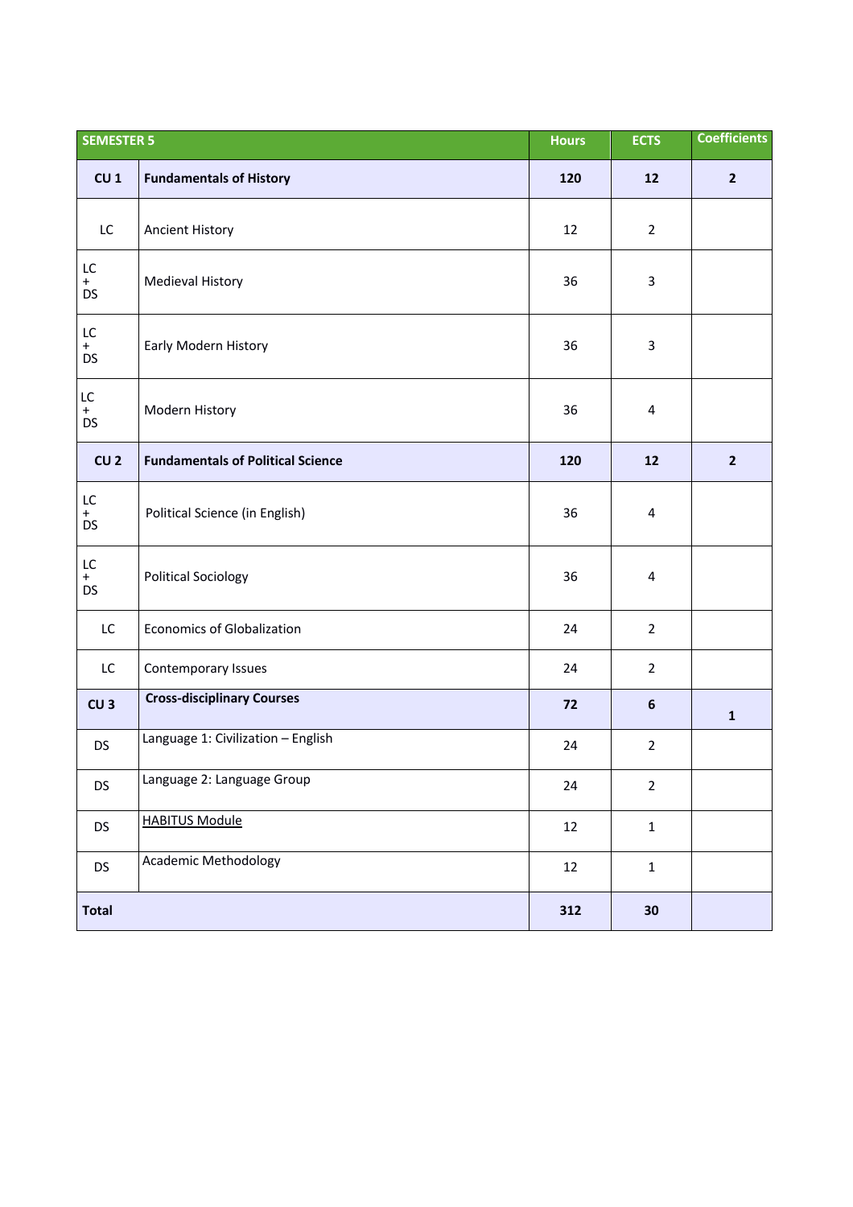| SEMESTER 5 | | Hours | ECTS | Coefficients |
|---|---|---|---|---|
| **CU 1** | **Fundamentals of History** | **120** | **12** | **2** |
| LC | Ancient History | 12 | 2 | |
| LC + DS | Medieval History | 36 | 3 | |
| LC + DS | Early Modern History | 36 | 3 | |
| LC + DS | Modern History | 36 | 4 | |
| **CU 2** | **Fundamentals of Political Science** | **120** | **12** | **2** |
| LC + DS | Political Science (in English) | 36 | 4 | |
| LC + DS | Political Sociology | 36 | 4 | |
| LC | Economics of Globalization | 24 | 2 | |
| LC | Contemporary Issues | 24 | 2 | |
| **CU 3** | **Cross-disciplinary Courses** | **72** | **6** | **1** |
| DS | Language 1: Civilization – English | 24 | 2 | |
| DS | Language 2: Language Group | 24 | 2 | |
| DS | HABITUS Module | 12 | 1 | |
| DS | Academic Methodology | 12 | 1 | |
| **Total** | | **312** | **30** | |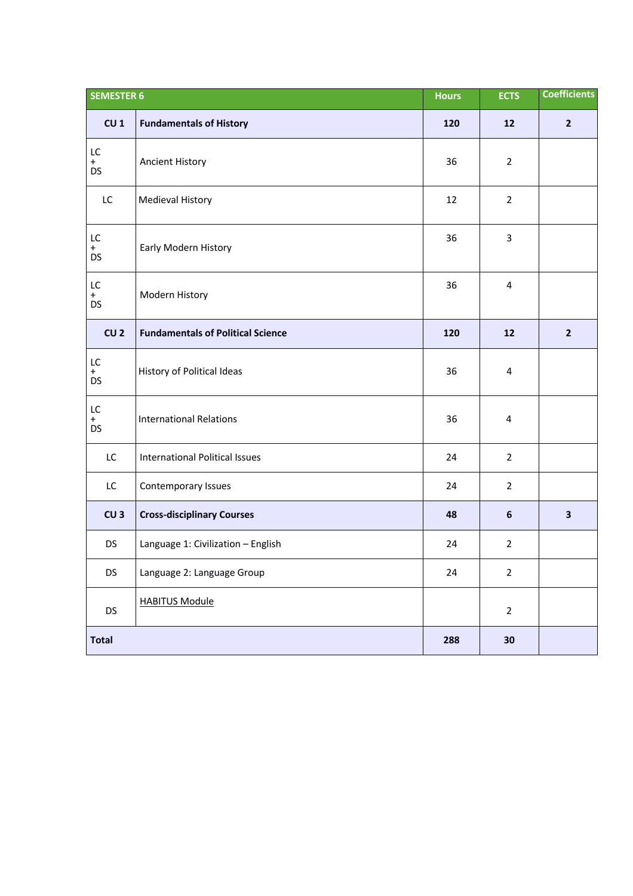| SEMESTER 6 | | Hours | ECTS | Coefficients |
|---|---|---|---|---|
| **CU 1** | **Fundamentals of History** | **120** | **12** | **2** |
| LC + DS | Ancient History | 36 | 2 | |
| LC | Medieval History | 12 | 2 | |
| LC + DS | Early Modern History | 36 | 3 | |
| LC + DS | Modern History | 36 | 4 | |
| **CU 2** | **Fundamentals of Political Science** | **120** | **12** | **2** |
| LC + DS | History of Political Ideas | 36 | 4 | |
| LC + DS | International Relations | 36 | 4 | |
| LC | International Political Issues | 24 | 2 | |
| LC | Contemporary Issues | 24 | 2 | |
| **CU 3** | **Cross-disciplinary Courses** | **48** | **6** | **3** |
| DS | Language 1: Civilization – English | 24 | 2 | |
| DS | Language 2: Language Group | 24 | 2 | |
| DS | HABITUS Module | | 2 | |
| **Total** | | **288** | **30** | |